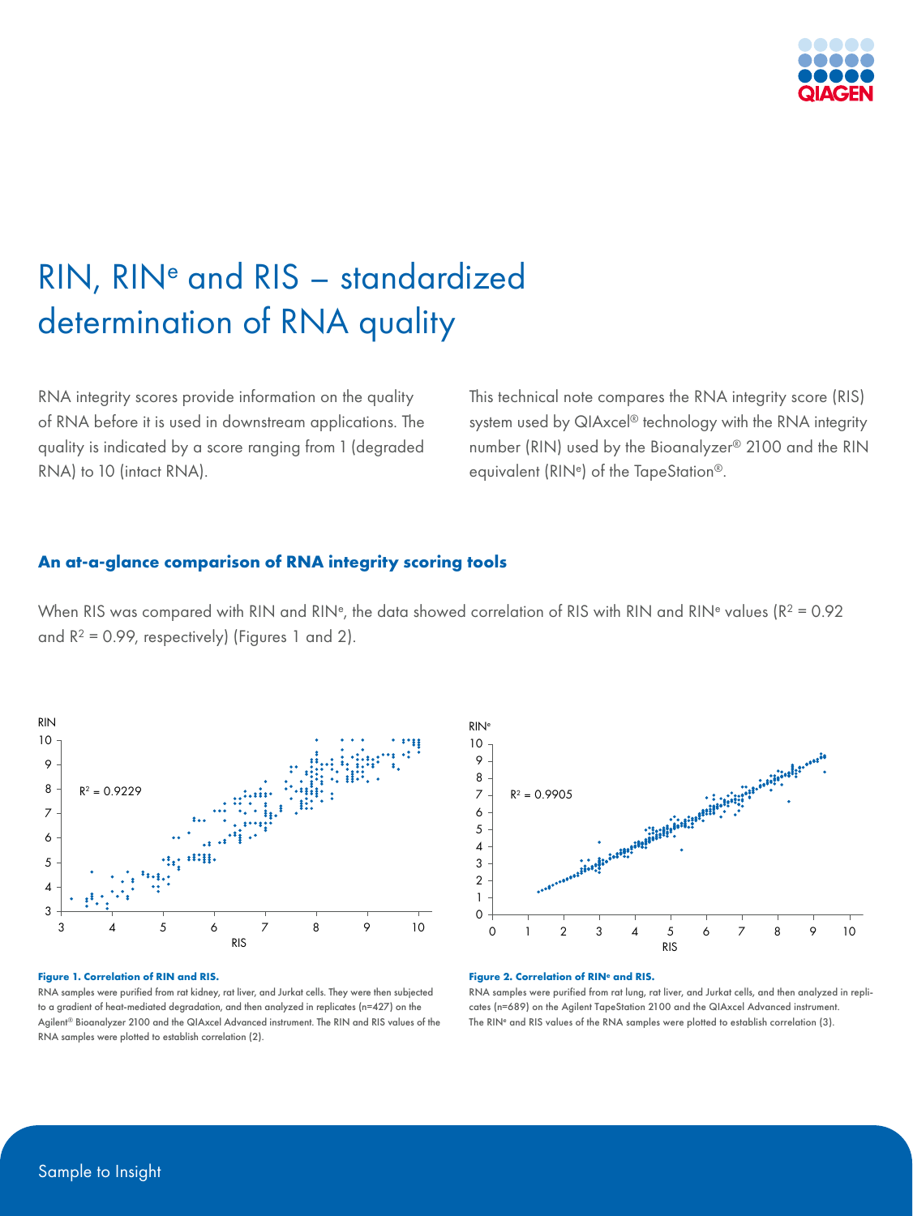# RIN, $RIN^e$ and RIS – standardized determination of RNA quality

RNA integrity scores provide information on the quality of RNA before it is used in downstream applications. The quality is indicated by a score ranging from 1 (degraded RNA) to 10 (intact RNA).

This technical note compares the RNA integrity score (RIS) system used by QIAxcel® technology with the RNA integrity number (RIN) used by the Bioanalyzer® 2100 and the RIN equivalent ($RIN^e$) of the TapeStation®.

### An at-a-glance comparison of RNA integrity scoring tools

When RIS was compared with RIN and $RIN^e$, the data showed correlation of RIS with RIN and $RIN^e$ values ($R^2 = 0.92$ and $R^2 = 0.99$, respectively) (Figures 1 and 2).

**Figure 1. Correlation of RIN and RIS.**

RNA samples were purified from rat kidney, rat liver, and Jurkat cells. They were then subjected to a gradient of heat-mediated degradation, and then analyzed in replicates (n=427) on the Agilent® Bioanalyzer 2100 and the QIAxcel Advanced instrument. The RIN and RIS values of the RNA samples were plotted to establish correlation (2).

**Figure 2. Correlation of $RIN^e$ and RIS.**

RNA samples were purified from rat lung, rat liver, and Jurkat cells, and then analyzed in replicates (n=689) on the Agilent TapeStation 2100 and the QIAxcel Advanced instrument. The $RIN^e$ and RIS values of the RNA samples were plotted to establish correlation (3).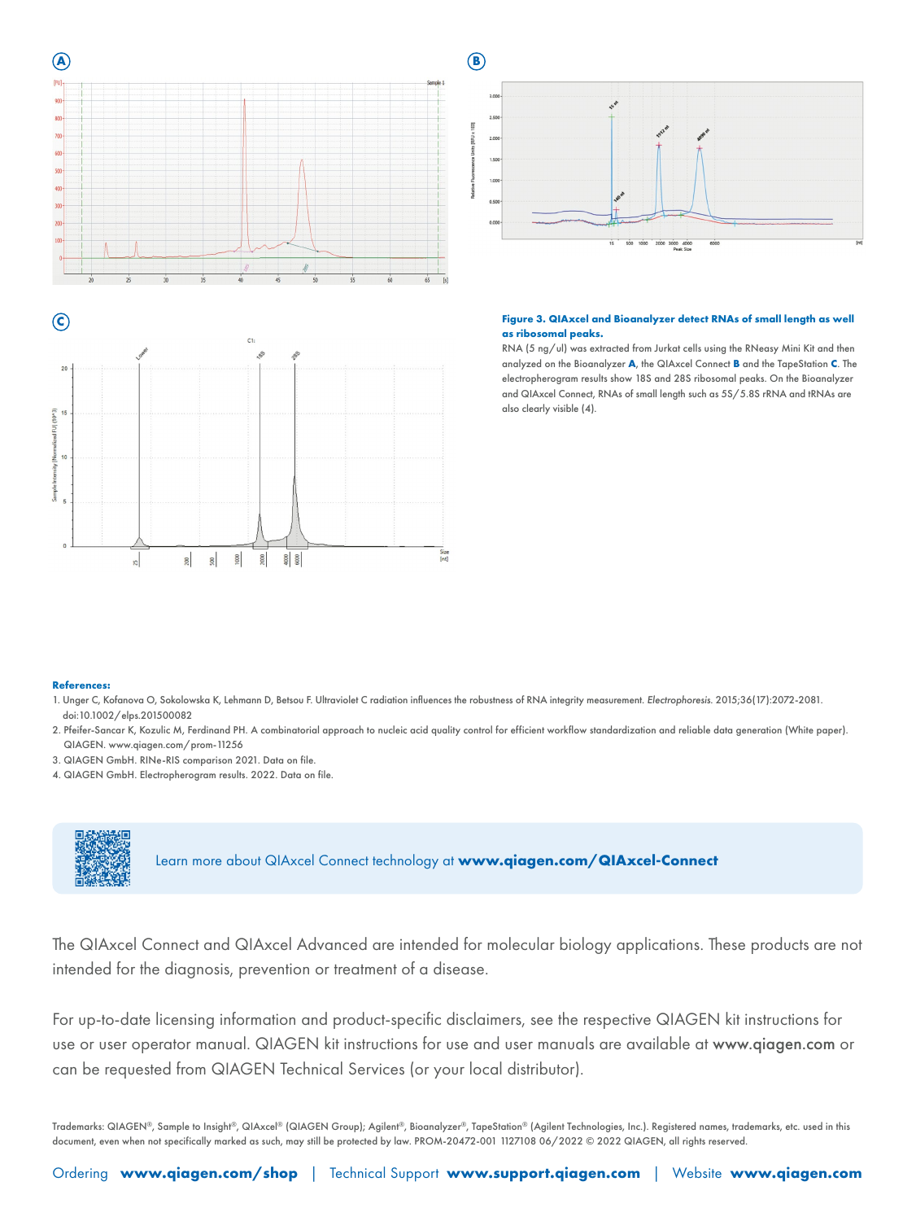A

[FU]

Sample 1

900
800
700
600
500
400
300
200
100
0

20 25 30 35 40 45 50 55 60 65 [s]

B

Relative Fluorescence Units [RFU x 100]

3.000
2.500
2.000
1.500
1.000
0.500
0.000

15 nt
140 nt
2112 nt
4896 nt

15 500 1000 2000 3000 4000 6000 [nt]
Peak Size

C

C1:

Lower
18S
28S

Sample Intensity [Normalized FU] (10^3)

20
15
10
5
0

25 200 500 1000 2000 4000 6000

Size [nt]

**Figure 3. QIAxcel and Bioanalyzer detect RNAs of small length as well as ribosomal peaks.**

RNA (5 ng/ul) was extracted from Jurkat cells using the RNeasy Mini Kit and then analyzed on the Bioanalyzer **A**, the QIAxcel Connect **B** and the TapeStation **C**. The electropherogram results show 18S and 28S ribosomal peaks. On the Bioanalyzer and QIAxcel Connect, RNAs of small length such as 5S/5.8S rRNA and tRNAs are also clearly visible (4).

**References:**

1. Unger C, Kofanova O, Sokolowska K, Lehmann D, Betsou F. Ultraviolet C radiation influences the robustness of RNA integrity measurement. *Electrophoresis*. 2015;36(17):2072-2081. doi:10.1002/elps.201500082
2. Pfeifer-Sancar K, Kozulic M, Ferdinand PH. A combinatorial approach to nucleic acid quality control for efficient workflow standardization and reliable data generation (White paper). QIAGEN. www.qiagen.com/prom-11256
3. QIAGEN GmbH. RINe-RIS comparison 2021. Data on file.
4. QIAGEN GmbH. Electropherogram results. 2022. Data on file.

Learn more about QIAxcel Connect technology at **www.qiagen.com/QIAxcel-Connect**

The QIAxcel Connect and QIAxcel Advanced are intended for molecular biology applications. These products are not intended for the diagnosis, prevention or treatment of a disease.

For up-to-date licensing information and product-specific disclaimers, see the respective QIAGEN kit instructions for use or user operator manual. QIAGEN kit instructions for use and user manuals are available at www.qiagen.com or can be requested from QIAGEN Technical Services (or your local distributor).

Trademarks: QIAGEN®, Sample to Insight®, QIAxcel® (QIAGEN Group); Agilent®, Bioanalyzer®, TapeStation® (Agilent Technologies, Inc.). Registered names, trademarks, etc. used in this document, even when not specifically marked as such, may still be protected by law. PROM-20472-001 1127108 06/2022 © 2022 QIAGEN, all rights reserved.

Ordering **www.qiagen.com/shop** | Technical Support **www.support.qiagen.com** | Website **www.qiagen.com**